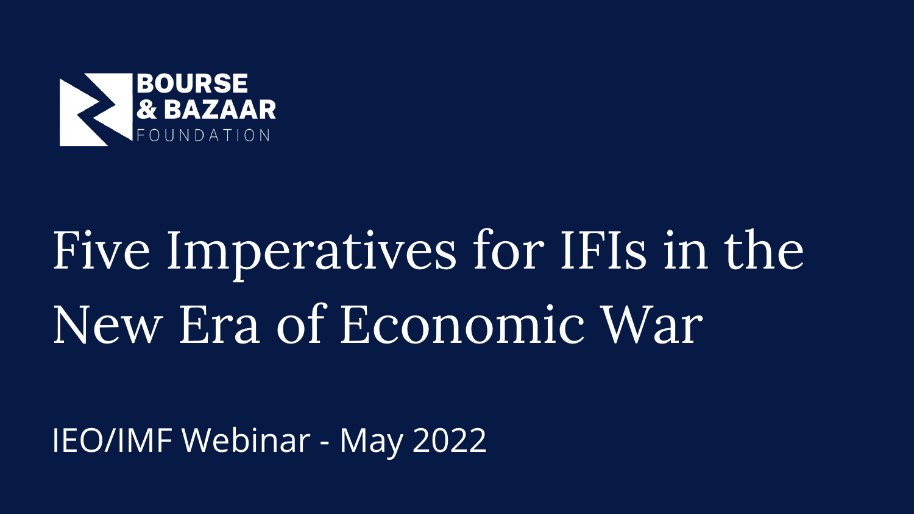BOURSE & BAZAAR FOUNDATION

# Five Imperatives for IFIs in the New Era of Economic War

IEO/IMF Webinar - May 2022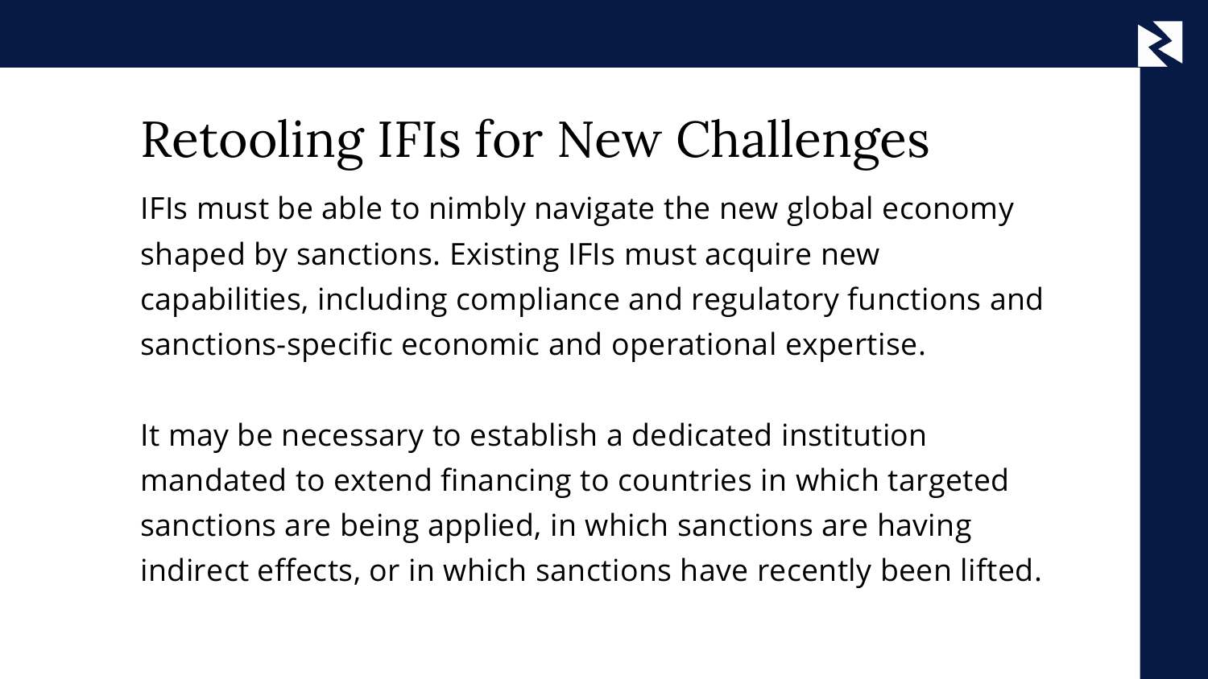# Retooling IFIs for New Challenges

IFIs must be able to nimbly navigate the new global economy shaped by sanctions. Existing IFIs must acquire new capabilities, including compliance and regulatory functions and sanctions-specific economic and operational expertise.

It may be necessary to establish a dedicated institution mandated to extend financing to countries in which targeted sanctions are being applied, in which sanctions are having indirect effects, or in which sanctions have recently been lifted.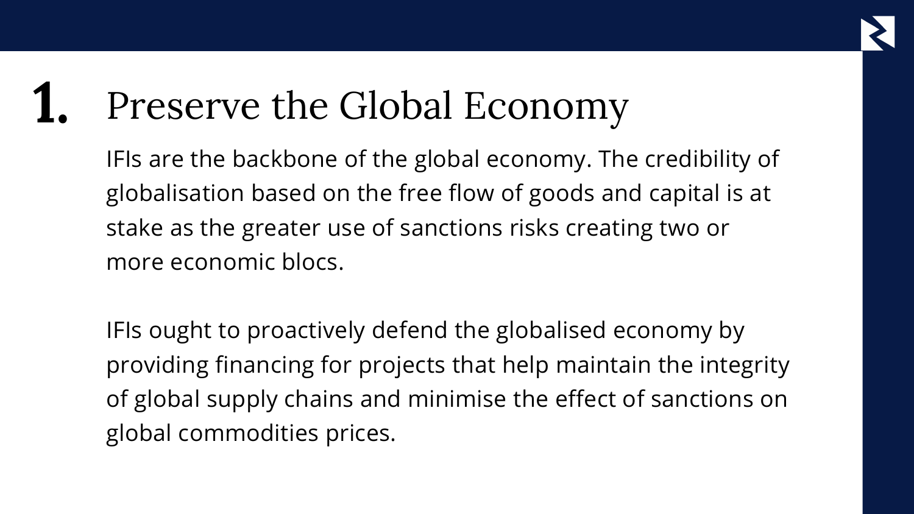# 1. Preserve the Global Economy

IFIs are the backbone of the global economy. The credibility of globalisation based on the free flow of goods and capital is at stake as the greater use of sanctions risks creating two or more economic blocs.

IFIs ought to proactively defend the globalised economy by providing financing for projects that help maintain the integrity of global supply chains and minimise the effect of sanctions on global commodities prices.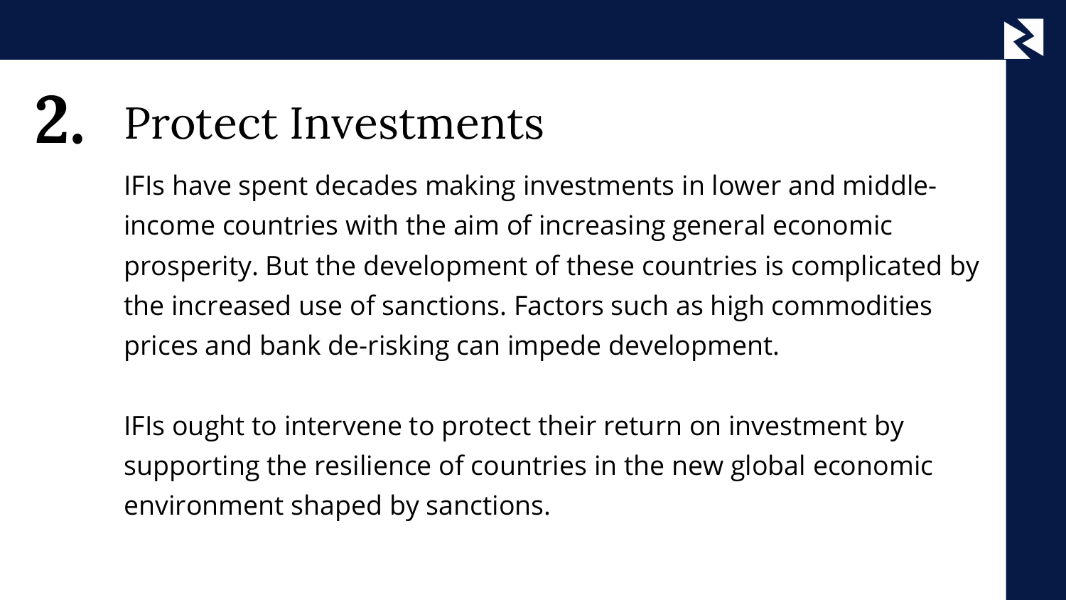## 2. Protect Investments

IFIs have spent decades making investments in lower and middle-income countries with the aim of increasing general economic prosperity. But the development of these countries is complicated by the increased use of sanctions. Factors such as high commodities prices and bank de-risking can impede development.

IFIs ought to intervene to protect their return on investment by supporting the resilience of countries in the new global economic environment shaped by sanctions.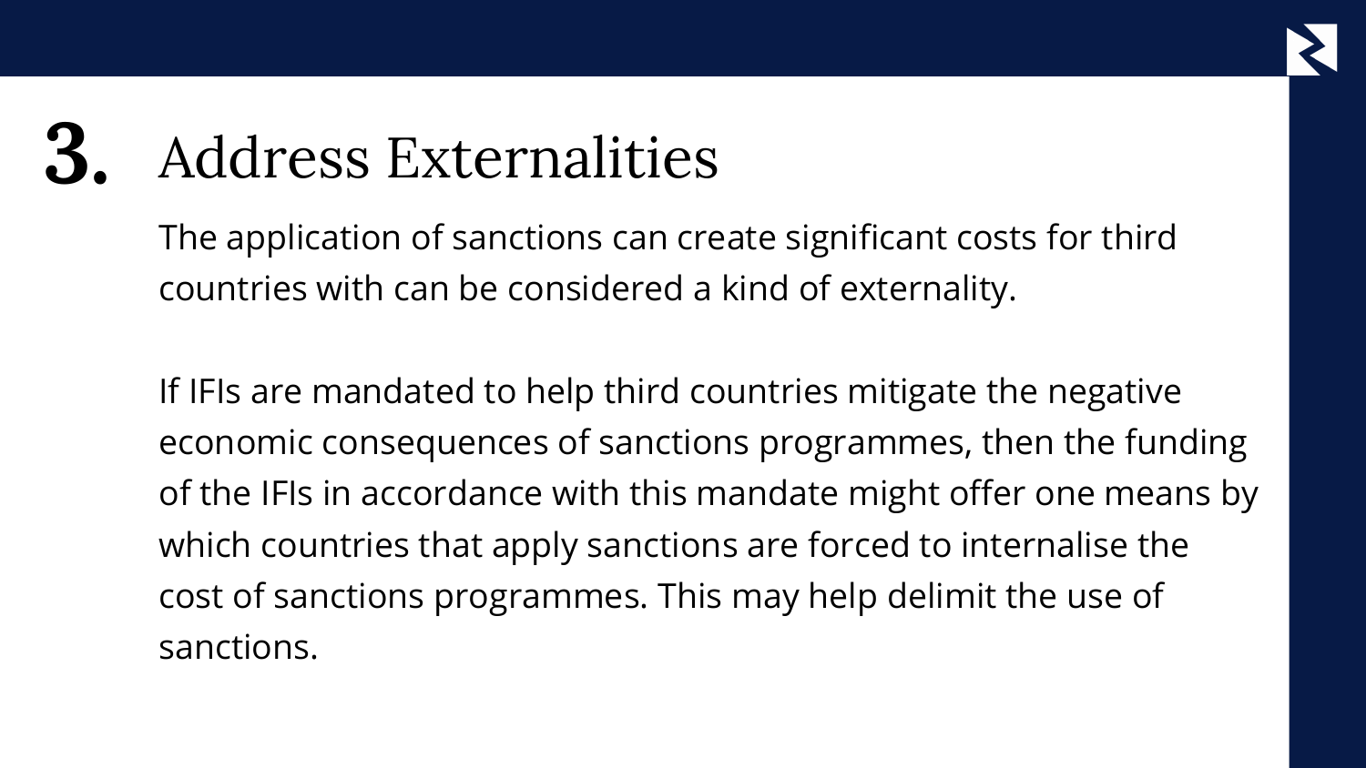# 3. Address Externalities

The application of sanctions can create significant costs for third countries with can be considered a kind of externality.

If IFIs are mandated to help third countries mitigate the negative economic consequences of sanctions programmes, then the funding of the IFIs in accordance with this mandate might offer one means by which countries that apply sanctions are forced to internalise the cost of sanctions programmes. This may help delimit the use of sanctions.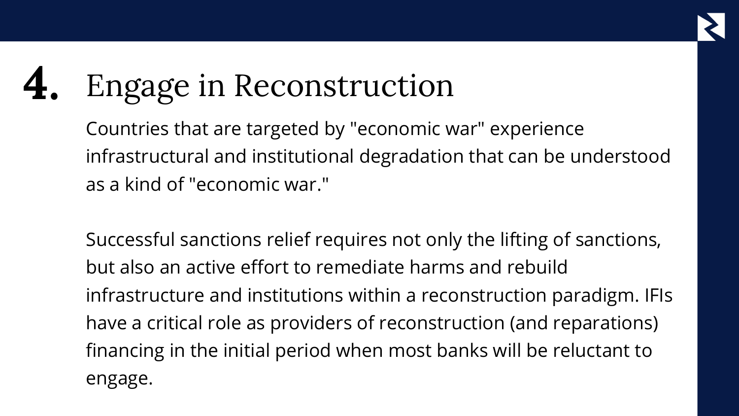# 4. Engage in Reconstruction

Countries that are targeted by "economic war" experience infrastructural and institutional degradation that can be understood as a kind of "economic war."

Successful sanctions relief requires not only the lifting of sanctions, but also an active effort to remediate harms and rebuild infrastructure and institutions within a reconstruction paradigm. IFIs have a critical role as providers of reconstruction (and reparations) financing in the initial period when most banks will be reluctant to engage.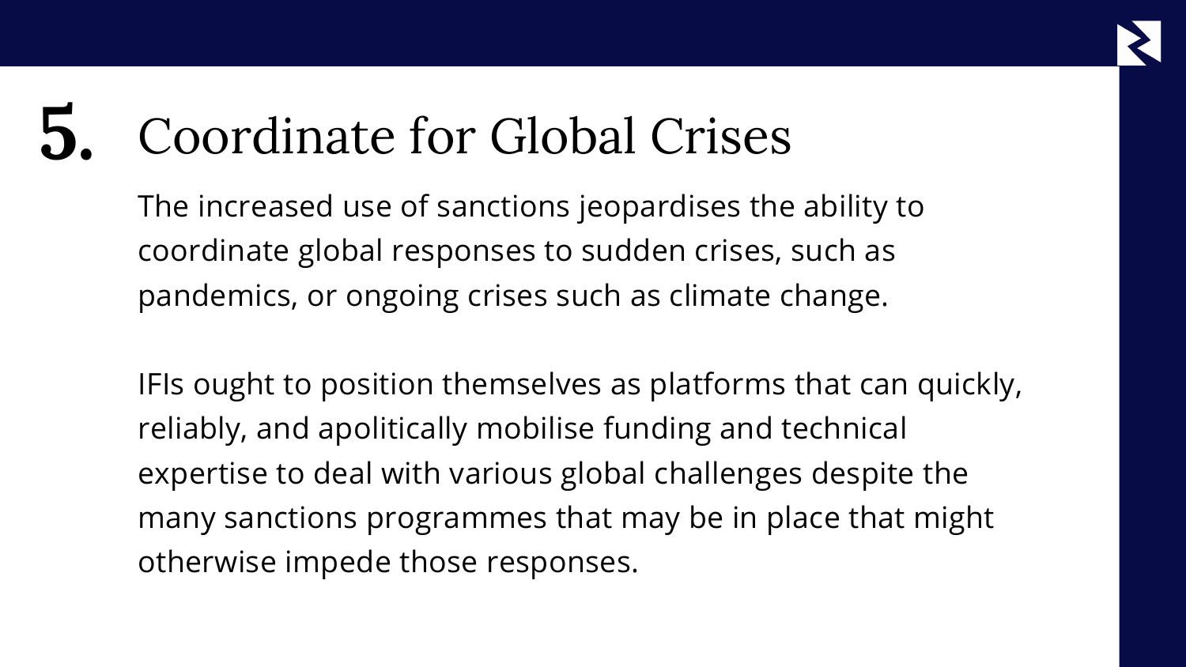## 5. Coordinate for Global Crises

The increased use of sanctions jeopardises the ability to coordinate global responses to sudden crises, such as pandemics, or ongoing crises such as climate change.

IFIs ought to position themselves as platforms that can quickly, reliably, and apolitically mobilise funding and technical expertise to deal with various global challenges despite the many sanctions programmes that may be in place that might otherwise impede those responses.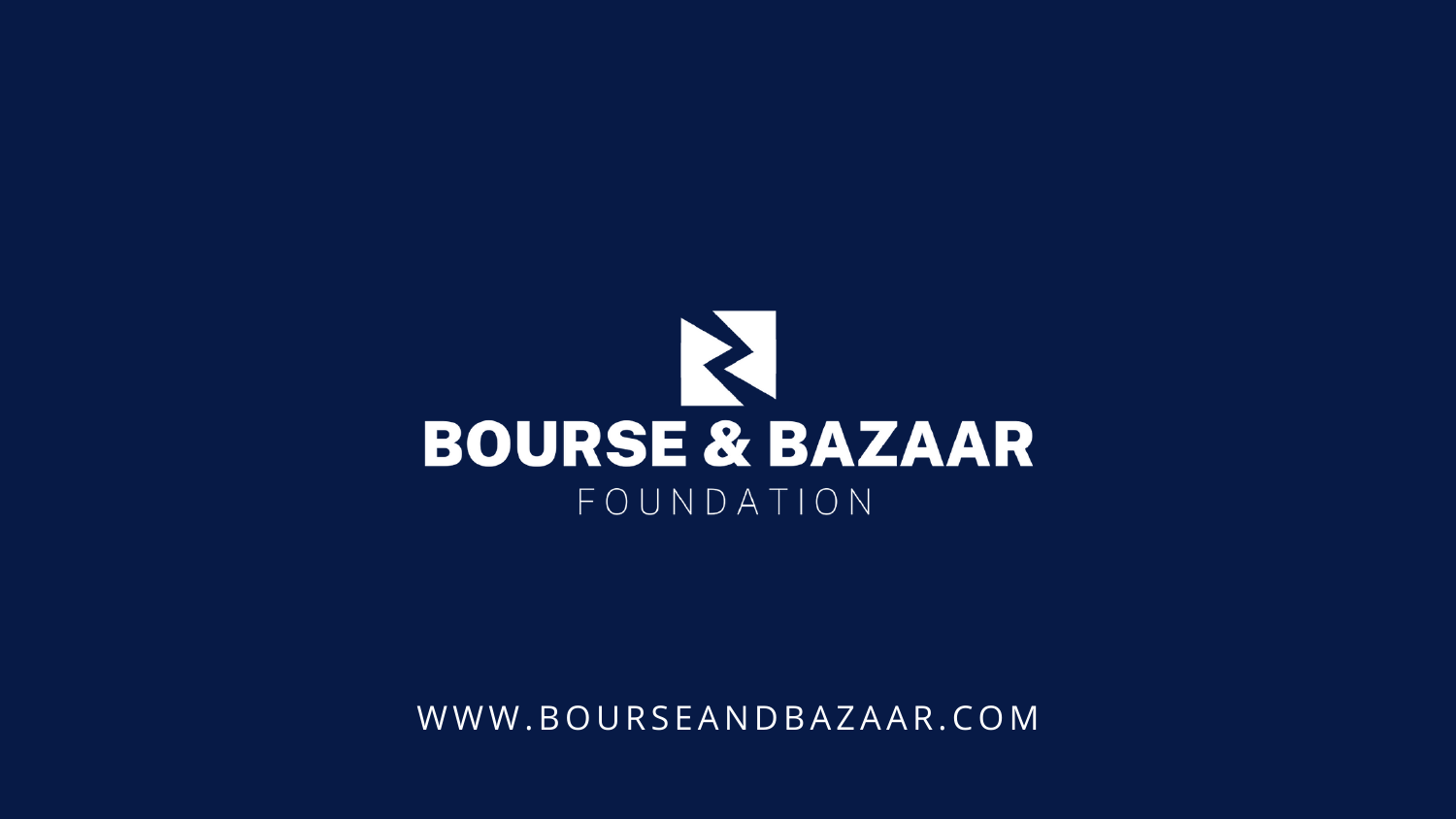BOURSE & BAZAAR

FOUNDATION

WWW.BOURSEANDBAZAAR.COM